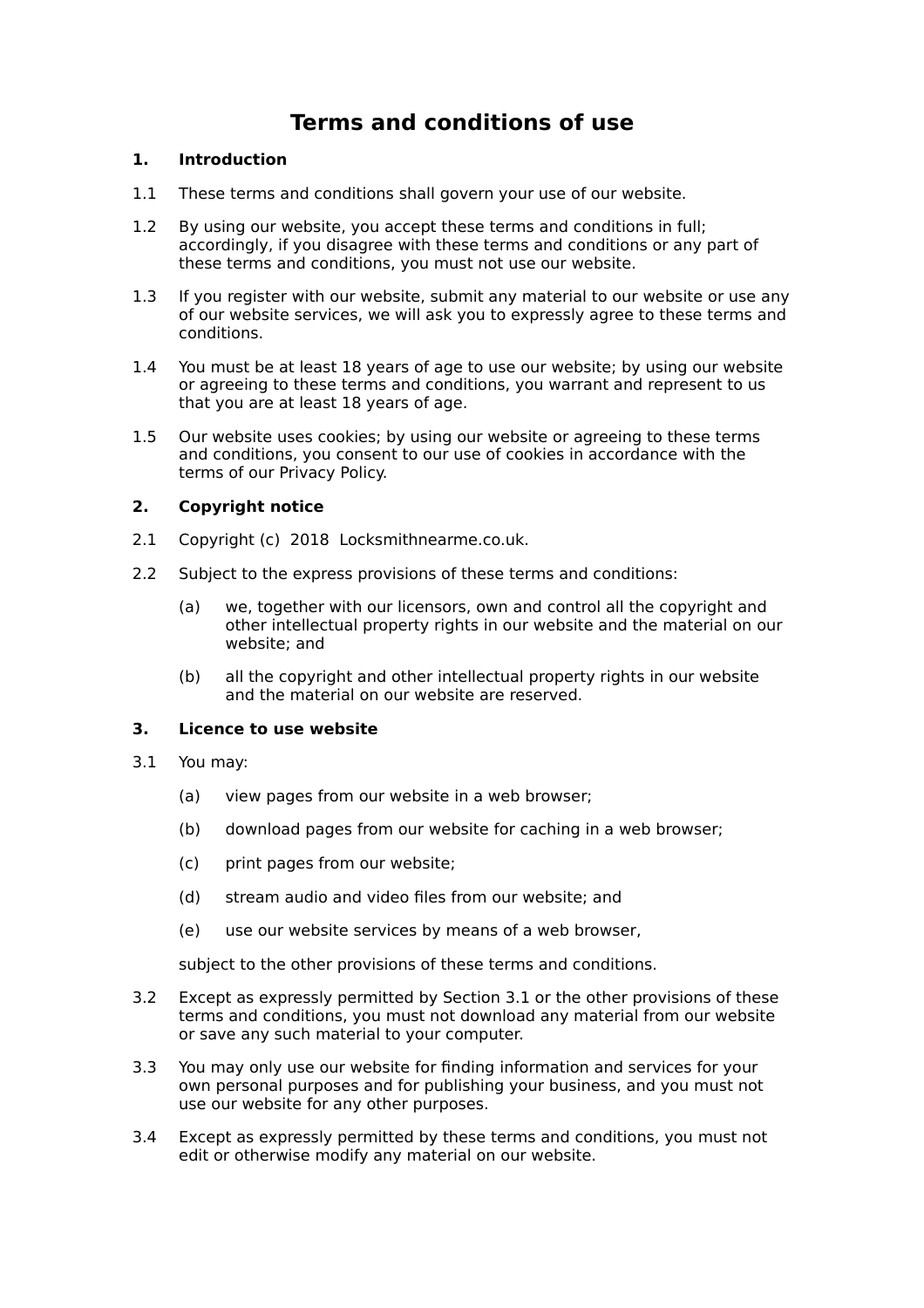# Terms and conditions of use

## 1. Introduction

1.1 These terms and conditions shall govern your use of our website.

1.2 By using our website, you accept these terms and conditions in full; accordingly, if you disagree with these terms and conditions or any part of these terms and conditions, you must not use our website.

1.3 If you register with our website, submit any material to our website or use any of our website services, we will ask you to expressly agree to these terms and conditions.

1.4 You must be at least 18 years of age to use our website; by using our website or agreeing to these terms and conditions, you warrant and represent to us that you are at least 18 years of age.

1.5 Our website uses cookies; by using our website or agreeing to these terms and conditions, you consent to our use of cookies in accordance with the terms of our Privacy Policy.

## 2. Copyright notice

2.1 Copyright (c) 2018 Locksmithnearme.co.uk.

2.2 Subject to the express provisions of these terms and conditions:

(a) we, together with our licensors, own and control all the copyright and other intellectual property rights in our website and the material on our website; and

(b) all the copyright and other intellectual property rights in our website and the material on our website are reserved.

## 3. Licence to use website

3.1 You may:

(a) view pages from our website in a web browser;

(b) download pages from our website for caching in a web browser;

(c) print pages from our website;

(d) stream audio and video files from our website; and

(e) use our website services by means of a web browser,

subject to the other provisions of these terms and conditions.

3.2 Except as expressly permitted by Section 3.1 or the other provisions of these terms and conditions, you must not download any material from our website or save any such material to your computer.

3.3 You may only use our website for finding information and services for your own personal purposes and for publishing your business, and you must not use our website for any other purposes.

3.4 Except as expressly permitted by these terms and conditions, you must not edit or otherwise modify any material on our website.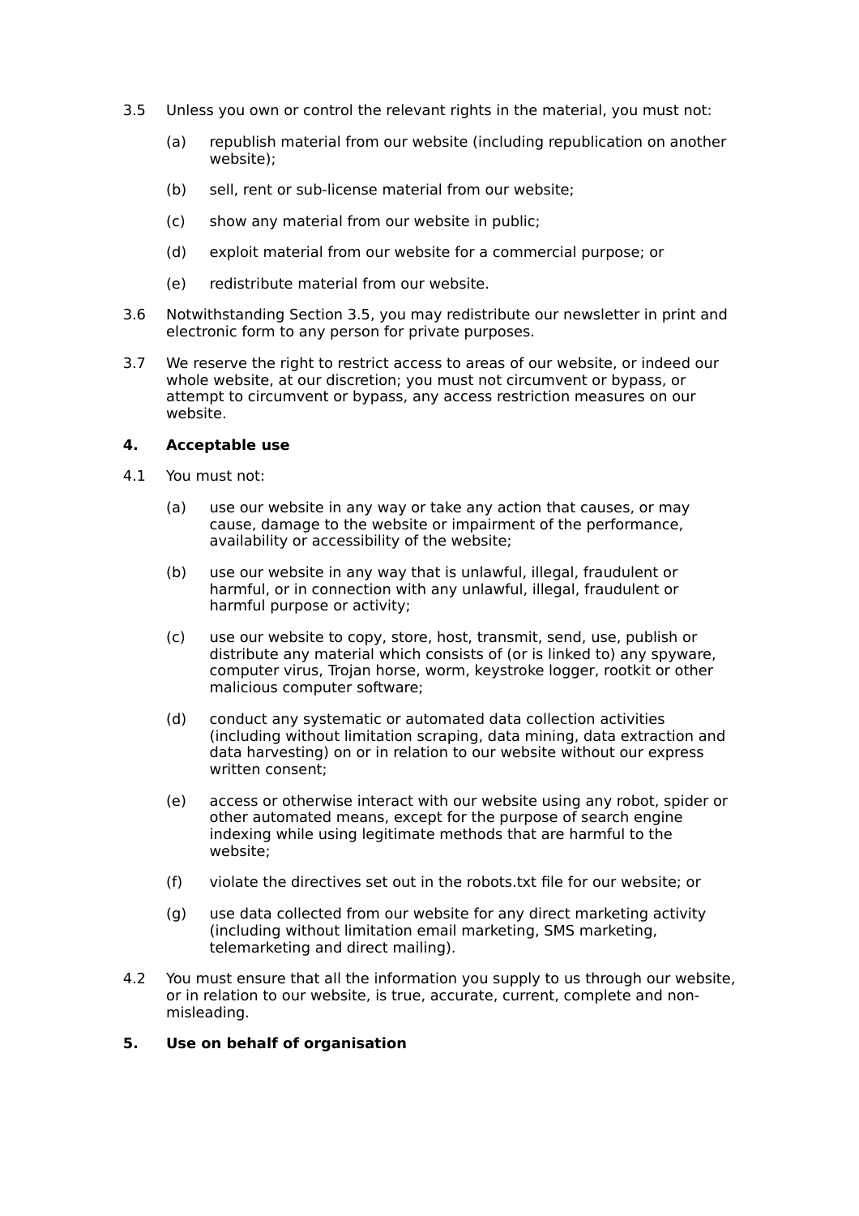3.5 Unless you own or control the relevant rights in the material, you must not:

   (a) republish material from our website (including republication on another website);

   (b) sell, rent or sub-license material from our website;

   (c) show any material from our website in public;

   (d) exploit material from our website for a commercial purpose; or

   (e) redistribute material from our website.

3.6 Notwithstanding Section 3.5, you may redistribute our newsletter in print and electronic form to any person for private purposes.

3.7 We reserve the right to restrict access to areas of our website, or indeed our whole website, at our discretion; you must not circumvent or bypass, or attempt to circumvent or bypass, any access restriction measures on our website.

**4. Acceptable use**

4.1 You must not:

   (a) use our website in any way or take any action that causes, or may cause, damage to the website or impairment of the performance, availability or accessibility of the website;

   (b) use our website in any way that is unlawful, illegal, fraudulent or harmful, or in connection with any unlawful, illegal, fraudulent or harmful purpose or activity;

   (c) use our website to copy, store, host, transmit, send, use, publish or distribute any material which consists of (or is linked to) any spyware, computer virus, Trojan horse, worm, keystroke logger, rootkit or other malicious computer software;

   (d) conduct any systematic or automated data collection activities (including without limitation scraping, data mining, data extraction and data harvesting) on or in relation to our website without our express written consent;

   (e) access or otherwise interact with our website using any robot, spider or other automated means, except for the purpose of search engine indexing while using legitimate methods that are harmful to the website;

   (f) violate the directives set out in the robots.txt file for our website; or

   (g) use data collected from our website for any direct marketing activity (including without limitation email marketing, SMS marketing, telemarketing and direct mailing).

4.2 You must ensure that all the information you supply to us through our website, or in relation to our website, is true, accurate, current, complete and non-misleading.

**5. Use on behalf of organisation**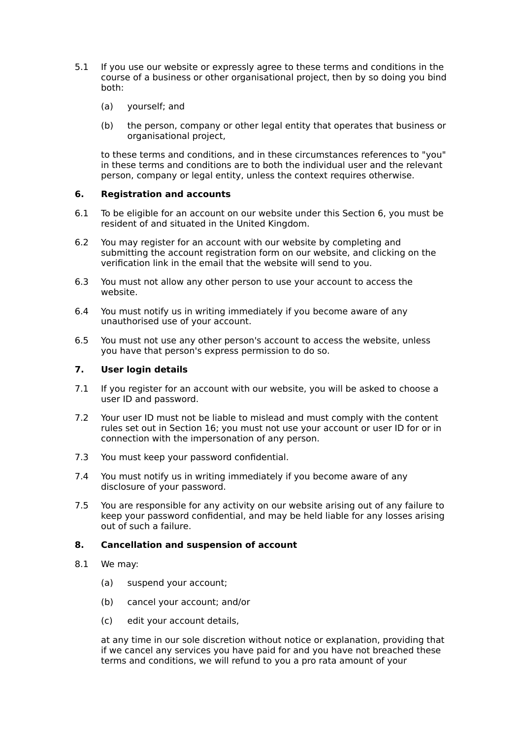5.1 If you use our website or expressly agree to these terms and conditions in the course of a business or other organisational project, then by so doing you bind both:

(a) yourself; and

(b) the person, company or other legal entity that operates that business or organisational project,

to these terms and conditions, and in these circumstances references to "you" in these terms and conditions are to both the individual user and the relevant person, company or legal entity, unless the context requires otherwise.

**6. Registration and accounts**

6.1 To be eligible for an account on our website under this Section 6, you must be resident of and situated in the United Kingdom.

6.2 You may register for an account with our website by completing and submitting the account registration form on our website, and clicking on the verification link in the email that the website will send to you.

6.3 You must not allow any other person to use your account to access the website.

6.4 You must notify us in writing immediately if you become aware of any unauthorised use of your account.

6.5 You must not use any other person's account to access the website, unless you have that person's express permission to do so.

**7. User login details**

7.1 If you register for an account with our website, you will be asked to choose a user ID and password.

7.2 Your user ID must not be liable to mislead and must comply with the content rules set out in Section 16; you must not use your account or user ID for or in connection with the impersonation of any person.

7.3 You must keep your password confidential.

7.4 You must notify us in writing immediately if you become aware of any disclosure of your password.

7.5 You are responsible for any activity on our website arising out of any failure to keep your password confidential, and may be held liable for any losses arising out of such a failure.

**8. Cancellation and suspension of account**

8.1 We may:

(a) suspend your account;

(b) cancel your account; and/or

(c) edit your account details,

at any time in our sole discretion without notice or explanation, providing that if we cancel any services you have paid for and you have not breached these terms and conditions, we will refund to you a pro rata amount of your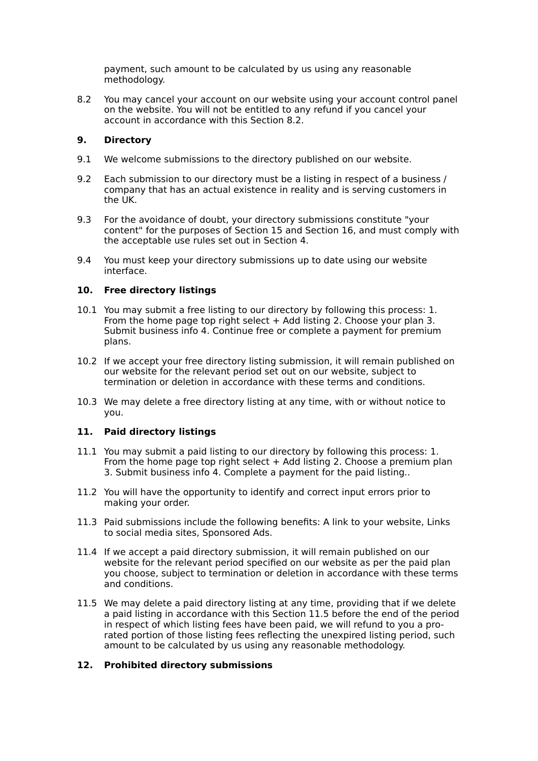payment, such amount to be calculated by us using any reasonable methodology.

8.2 You may cancel your account on our website using your account control panel on the website. You will not be entitled to any refund if you cancel your account in accordance with this Section 8.2.

## 9. Directory

9.1 We welcome submissions to the directory published on our website.

9.2 Each submission to our directory must be a listing in respect of a business / company that has an actual existence in reality and is serving customers in the UK.

9.3 For the avoidance of doubt, your directory submissions constitute "your content" for the purposes of Section 15 and Section 16, and must comply with the acceptable use rules set out in Section 4.

9.4 You must keep your directory submissions up to date using our website interface.

## 10. Free directory listings

10.1 You may submit a free listing to our directory by following this process: 1. From the home page top right select + Add listing 2. Choose your plan 3. Submit business info 4. Continue free or complete a payment for premium plans.

10.2 If we accept your free directory listing submission, it will remain published on our website for the relevant period set out on our website, subject to termination or deletion in accordance with these terms and conditions.

10.3 We may delete a free directory listing at any time, with or without notice to you.

## 11. Paid directory listings

11.1 You may submit a paid listing to our directory by following this process: 1. From the home page top right select + Add listing 2. Choose a premium plan 3. Submit business info 4. Complete a payment for the paid listing..

11.2 You will have the opportunity to identify and correct input errors prior to making your order.

11.3 Paid submissions include the following benefits: A link to your website, Links to social media sites, Sponsored Ads.

11.4 If we accept a paid directory submission, it will remain published on our website for the relevant period specified on our website as per the paid plan you choose, subject to termination or deletion in accordance with these terms and conditions.

11.5 We may delete a paid directory listing at any time, providing that if we delete a paid listing in accordance with this Section 11.5 before the end of the period in respect of which listing fees have been paid, we will refund to you a pro-rated portion of those listing fees reflecting the unexpired listing period, such amount to be calculated by us using any reasonable methodology.

## 12. Prohibited directory submissions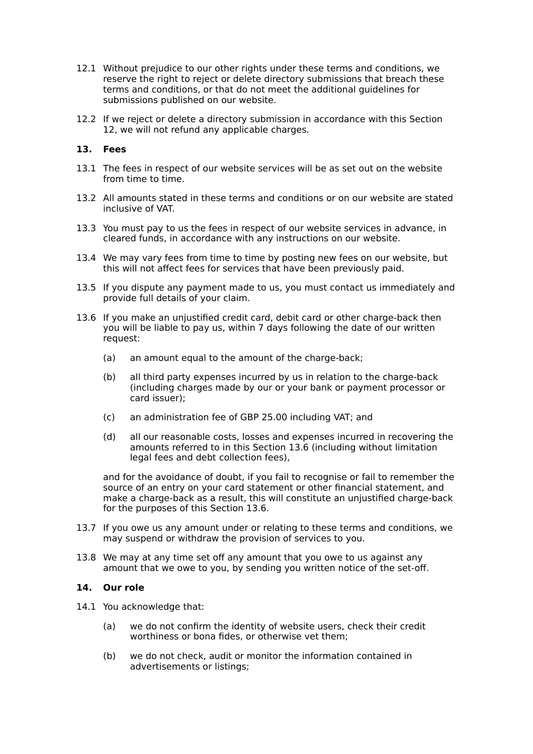12.1 Without prejudice to our other rights under these terms and conditions, we reserve the right to reject or delete directory submissions that breach these terms and conditions, or that do not meet the additional guidelines for submissions published on our website.

12.2 If we reject or delete a directory submission in accordance with this Section 12, we will not refund any applicable charges.

## 13. Fees

13.1 The fees in respect of our website services will be as set out on the website from time to time.

13.2 All amounts stated in these terms and conditions or on our website are stated inclusive of VAT.

13.3 You must pay to us the fees in respect of our website services in advance, in cleared funds, in accordance with any instructions on our website.

13.4 We may vary fees from time to time by posting new fees on our website, but this will not affect fees for services that have been previously paid.

13.5 If you dispute any payment made to us, you must contact us immediately and provide full details of your claim.

13.6 If you make an unjustified credit card, debit card or other charge-back then you will be liable to pay us, within 7 days following the date of our written request:

- (a) an amount equal to the amount of the charge-back;
- (b) all third party expenses incurred by us in relation to the charge-back (including charges made by our or your bank or payment processor or card issuer);
- (c) an administration fee of GBP 25.00 including VAT; and
- (d) all our reasonable costs, losses and expenses incurred in recovering the amounts referred to in this Section 13.6 (including without limitation legal fees and debt collection fees),

and for the avoidance of doubt, if you fail to recognise or fail to remember the source of an entry on your card statement or other financial statement, and make a charge-back as a result, this will constitute an unjustified charge-back for the purposes of this Section 13.6.

13.7 If you owe us any amount under or relating to these terms and conditions, we may suspend or withdraw the provision of services to you.

13.8 We may at any time set off any amount that you owe to us against any amount that we owe to you, by sending you written notice of the set-off.

## 14. Our role

14.1 You acknowledge that:

- (a) we do not confirm the identity of website users, check their credit worthiness or bona fides, or otherwise vet them;
- (b) we do not check, audit or monitor the information contained in advertisements or listings;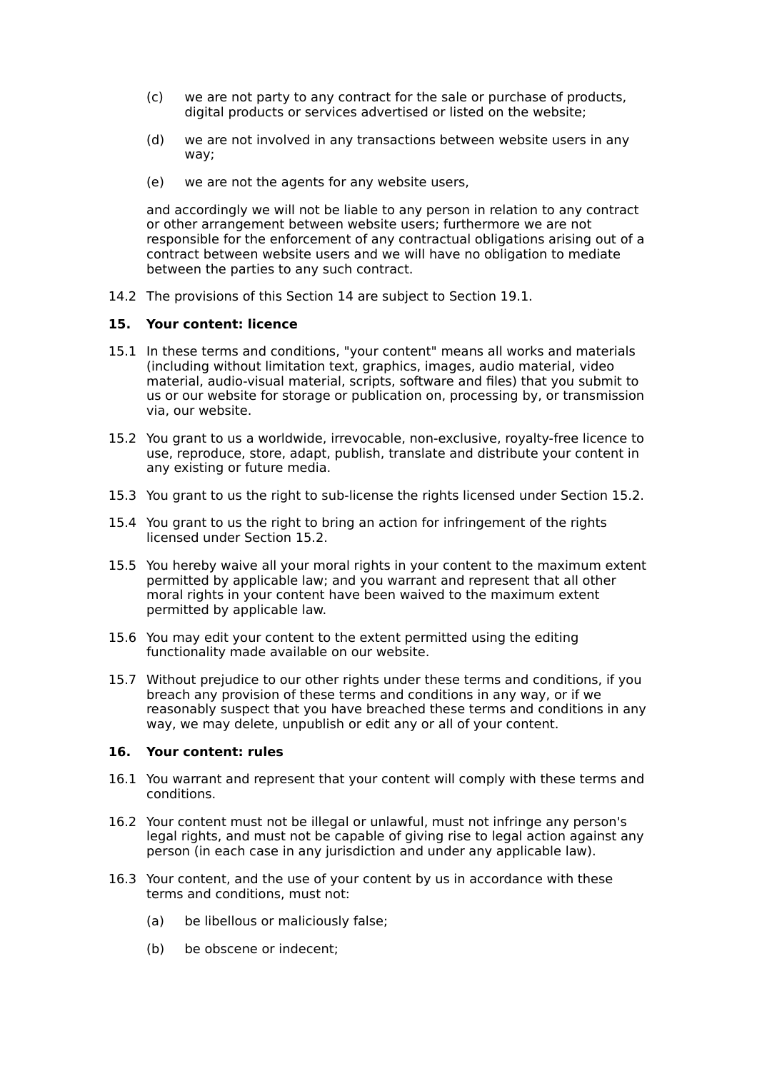(c) we are not party to any contract for the sale or purchase of products, digital products or services advertised or listed on the website;

(d) we are not involved in any transactions between website users in any way;

(e) we are not the agents for any website users,

and accordingly we will not be liable to any person in relation to any contract or other arrangement between website users; furthermore we are not responsible for the enforcement of any contractual obligations arising out of a contract between website users and we will have no obligation to mediate between the parties to any such contract.

14.2 The provisions of this Section 14 are subject to Section 19.1.

**15. Your content: licence**

15.1 In these terms and conditions, "your content" means all works and materials (including without limitation text, graphics, images, audio material, video material, audio-visual material, scripts, software and files) that you submit to us or our website for storage or publication on, processing by, or transmission via, our website.

15.2 You grant to us a worldwide, irrevocable, non-exclusive, royalty-free licence to use, reproduce, store, adapt, publish, translate and distribute your content in any existing or future media.

15.3 You grant to us the right to sub-license the rights licensed under Section 15.2.

15.4 You grant to us the right to bring an action for infringement of the rights licensed under Section 15.2.

15.5 You hereby waive all your moral rights in your content to the maximum extent permitted by applicable law; and you warrant and represent that all other moral rights in your content have been waived to the maximum extent permitted by applicable law.

15.6 You may edit your content to the extent permitted using the editing functionality made available on our website.

15.7 Without prejudice to our other rights under these terms and conditions, if you breach any provision of these terms and conditions in any way, or if we reasonably suspect that you have breached these terms and conditions in any way, we may delete, unpublish or edit any or all of your content.

**16. Your content: rules**

16.1 You warrant and represent that your content will comply with these terms and conditions.

16.2 Your content must not be illegal or unlawful, must not infringe any person's legal rights, and must not be capable of giving rise to legal action against any person (in each case in any jurisdiction and under any applicable law).

16.3 Your content, and the use of your content by us in accordance with these terms and conditions, must not:

(a) be libellous or maliciously false;

(b) be obscene or indecent;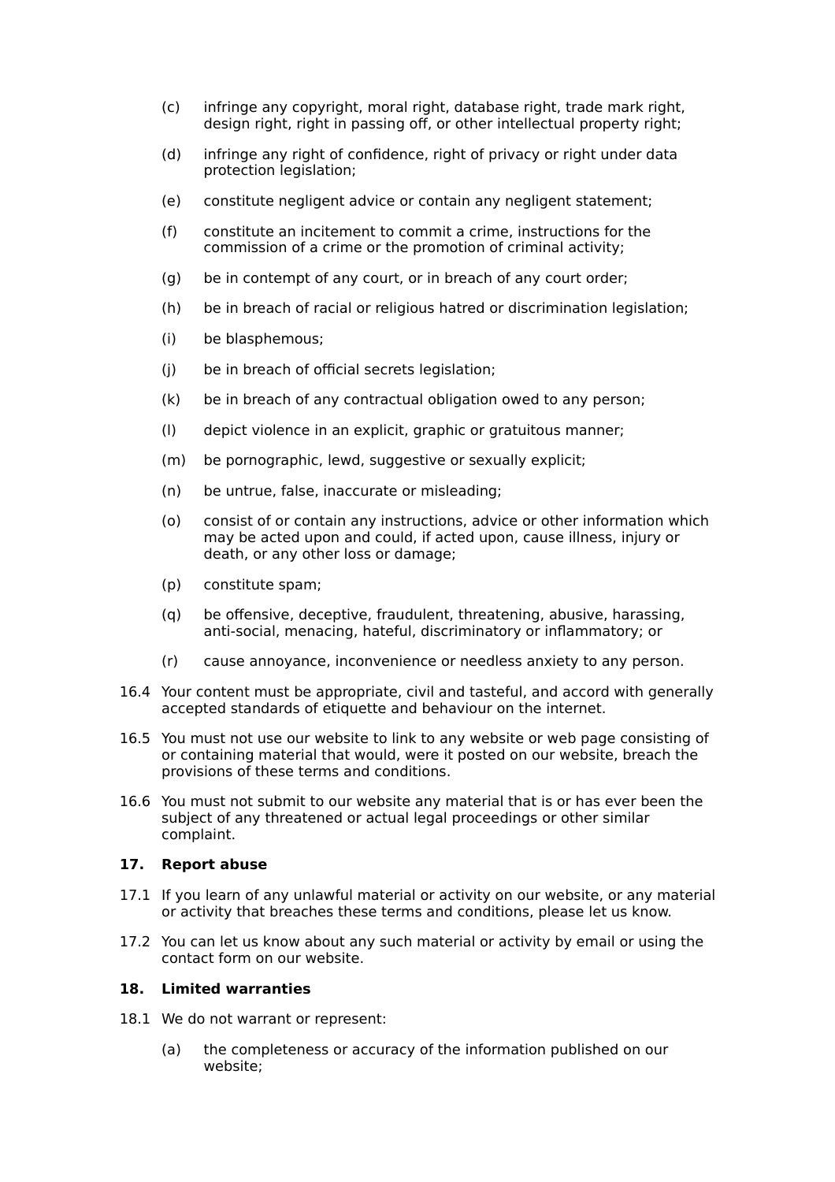(c) infringe any copyright, moral right, database right, trade mark right, design right, right in passing off, or other intellectual property right;

(d) infringe any right of confidence, right of privacy or right under data protection legislation;

(e) constitute negligent advice or contain any negligent statement;

(f) constitute an incitement to commit a crime, instructions for the commission of a crime or the promotion of criminal activity;

(g) be in contempt of any court, or in breach of any court order;

(h) be in breach of racial or religious hatred or discrimination legislation;

(i) be blasphemous;

(j) be in breach of official secrets legislation;

(k) be in breach of any contractual obligation owed to any person;

(l) depict violence in an explicit, graphic or gratuitous manner;

(m) be pornographic, lewd, suggestive or sexually explicit;

(n) be untrue, false, inaccurate or misleading;

(o) consist of or contain any instructions, advice or other information which may be acted upon and could, if acted upon, cause illness, injury or death, or any other loss or damage;

(p) constitute spam;

(q) be offensive, deceptive, fraudulent, threatening, abusive, harassing, anti-social, menacing, hateful, discriminatory or inflammatory; or

(r) cause annoyance, inconvenience or needless anxiety to any person.

16.4 Your content must be appropriate, civil and tasteful, and accord with generally accepted standards of etiquette and behaviour on the internet.

16.5 You must not use our website to link to any website or web page consisting of or containing material that would, were it posted on our website, breach the provisions of these terms and conditions.

16.6 You must not submit to our website any material that is or has ever been the subject of any threatened or actual legal proceedings or other similar complaint.

**17. Report abuse**

17.1 If you learn of any unlawful material or activity on our website, or any material or activity that breaches these terms and conditions, please let us know.

17.2 You can let us know about any such material or activity by email or using the contact form on our website.

**18. Limited warranties**

18.1 We do not warrant or represent:

(a) the completeness or accuracy of the information published on our website;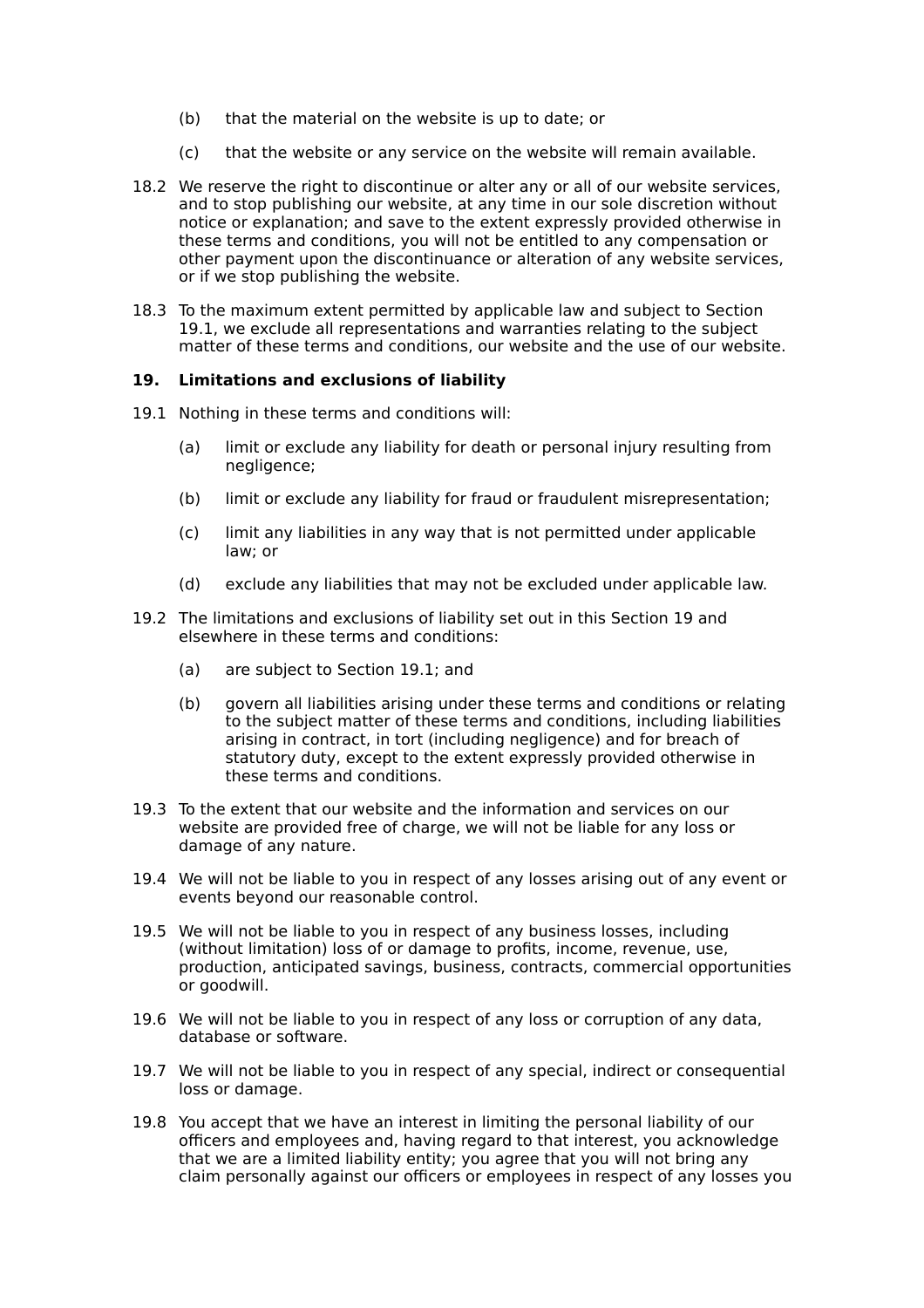(b) that the material on the website is up to date; or

(c) that the website or any service on the website will remain available.

18.2 We reserve the right to discontinue or alter any or all of our website services, and to stop publishing our website, at any time in our sole discretion without notice or explanation; and save to the extent expressly provided otherwise in these terms and conditions, you will not be entitled to any compensation or other payment upon the discontinuance or alteration of any website services, or if we stop publishing the website.

18.3 To the maximum extent permitted by applicable law and subject to Section 19.1, we exclude all representations and warranties relating to the subject matter of these terms and conditions, our website and the use of our website.

**19. Limitations and exclusions of liability**

19.1 Nothing in these terms and conditions will:

(a) limit or exclude any liability for death or personal injury resulting from negligence;

(b) limit or exclude any liability for fraud or fraudulent misrepresentation;

(c) limit any liabilities in any way that is not permitted under applicable law; or

(d) exclude any liabilities that may not be excluded under applicable law.

19.2 The limitations and exclusions of liability set out in this Section 19 and elsewhere in these terms and conditions:

(a) are subject to Section 19.1; and

(b) govern all liabilities arising under these terms and conditions or relating to the subject matter of these terms and conditions, including liabilities arising in contract, in tort (including negligence) and for breach of statutory duty, except to the extent expressly provided otherwise in these terms and conditions.

19.3 To the extent that our website and the information and services on our website are provided free of charge, we will not be liable for any loss or damage of any nature.

19.4 We will not be liable to you in respect of any losses arising out of any event or events beyond our reasonable control.

19.5 We will not be liable to you in respect of any business losses, including (without limitation) loss of or damage to profits, income, revenue, use, production, anticipated savings, business, contracts, commercial opportunities or goodwill.

19.6 We will not be liable to you in respect of any loss or corruption of any data, database or software.

19.7 We will not be liable to you in respect of any special, indirect or consequential loss or damage.

19.8 You accept that we have an interest in limiting the personal liability of our officers and employees and, having regard to that interest, you acknowledge that we are a limited liability entity; you agree that you will not bring any claim personally against our officers or employees in respect of any losses you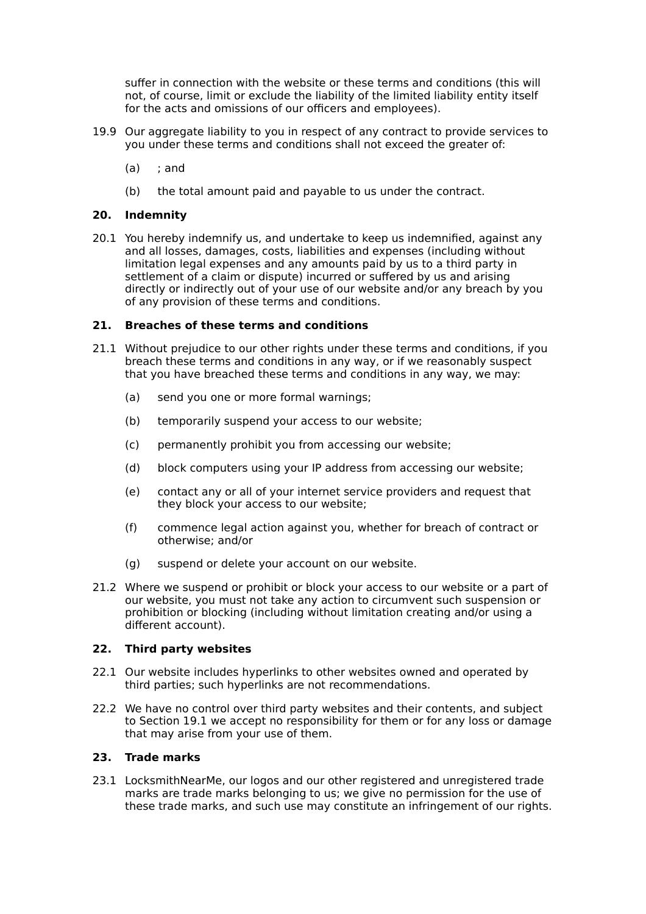suffer in connection with the website or these terms and conditions (this will not, of course, limit or exclude the liability of the limited liability entity itself for the acts and omissions of our officers and employees).

19.9 Our aggregate liability to you in respect of any contract to provide services to you under these terms and conditions shall not exceed the greater of:

(a) ; and

(b) the total amount paid and payable to us under the contract.

### 20. Indemnity

20.1 You hereby indemnify us, and undertake to keep us indemnified, against any and all losses, damages, costs, liabilities and expenses (including without limitation legal expenses and any amounts paid by us to a third party in settlement of a claim or dispute) incurred or suffered by us and arising directly or indirectly out of your use of our website and/or any breach by you of any provision of these terms and conditions.

### 21. Breaches of these terms and conditions

21.1 Without prejudice to our other rights under these terms and conditions, if you breach these terms and conditions in any way, or if we reasonably suspect that you have breached these terms and conditions in any way, we may:

(a) send you one or more formal warnings;

(b) temporarily suspend your access to our website;

(c) permanently prohibit you from accessing our website;

(d) block computers using your IP address from accessing our website;

(e) contact any or all of your internet service providers and request that they block your access to our website;

(f) commence legal action against you, whether for breach of contract or otherwise; and/or

(g) suspend or delete your account on our website.

21.2 Where we suspend or prohibit or block your access to our website or a part of our website, you must not take any action to circumvent such suspension or prohibition or blocking (including without limitation creating and/or using a different account).

### 22. Third party websites

22.1 Our website includes hyperlinks to other websites owned and operated by third parties; such hyperlinks are not recommendations.

22.2 We have no control over third party websites and their contents, and subject to Section 19.1 we accept no responsibility for them or for any loss or damage that may arise from your use of them.

### 23. Trade marks

23.1 LocksmithNearMe, our logos and our other registered and unregistered trade marks are trade marks belonging to us; we give no permission for the use of these trade marks, and such use may constitute an infringement of our rights.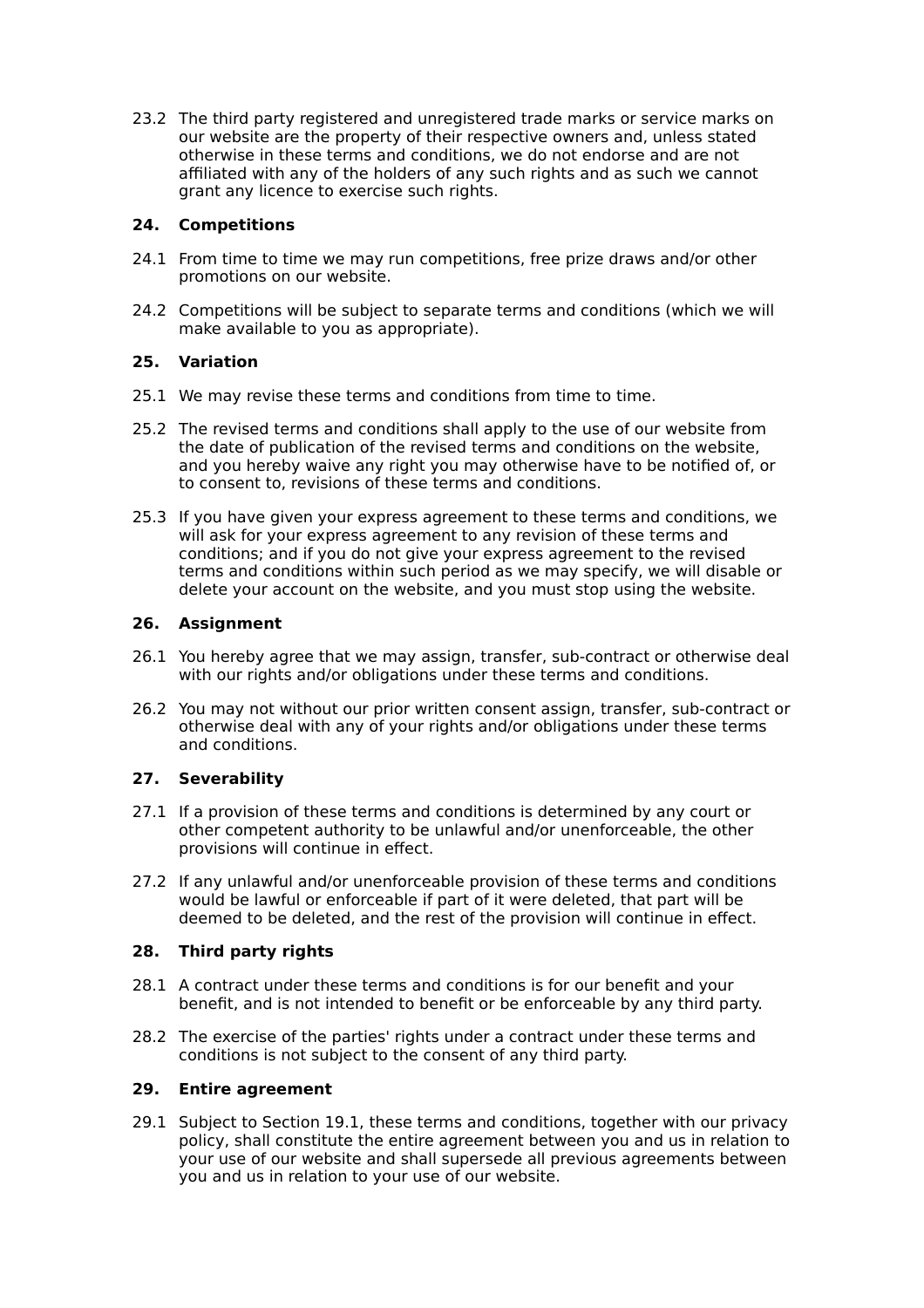23.2 The third party registered and unregistered trade marks or service marks on our website are the property of their respective owners and, unless stated otherwise in these terms and conditions, we do not endorse and are not affiliated with any of the holders of any such rights and as such we cannot grant any licence to exercise such rights.

## 24. Competitions

24.1 From time to time we may run competitions, free prize draws and/or other promotions on our website.

24.2 Competitions will be subject to separate terms and conditions (which we will make available to you as appropriate).

## 25. Variation

25.1 We may revise these terms and conditions from time to time.

25.2 The revised terms and conditions shall apply to the use of our website from the date of publication of the revised terms and conditions on the website, and you hereby waive any right you may otherwise have to be notified of, or to consent to, revisions of these terms and conditions.

25.3 If you have given your express agreement to these terms and conditions, we will ask for your express agreement to any revision of these terms and conditions; and if you do not give your express agreement to the revised terms and conditions within such period as we may specify, we will disable or delete your account on the website, and you must stop using the website.

## 26. Assignment

26.1 You hereby agree that we may assign, transfer, sub-contract or otherwise deal with our rights and/or obligations under these terms and conditions.

26.2 You may not without our prior written consent assign, transfer, sub-contract or otherwise deal with any of your rights and/or obligations under these terms and conditions.

## 27. Severability

27.1 If a provision of these terms and conditions is determined by any court or other competent authority to be unlawful and/or unenforceable, the other provisions will continue in effect.

27.2 If any unlawful and/or unenforceable provision of these terms and conditions would be lawful or enforceable if part of it were deleted, that part will be deemed to be deleted, and the rest of the provision will continue in effect.

## 28. Third party rights

28.1 A contract under these terms and conditions is for our benefit and your benefit, and is not intended to benefit or be enforceable by any third party.

28.2 The exercise of the parties' rights under a contract under these terms and conditions is not subject to the consent of any third party.

## 29. Entire agreement

29.1 Subject to Section 19.1, these terms and conditions, together with our privacy policy, shall constitute the entire agreement between you and us in relation to your use of our website and shall supersede all previous agreements between you and us in relation to your use of our website.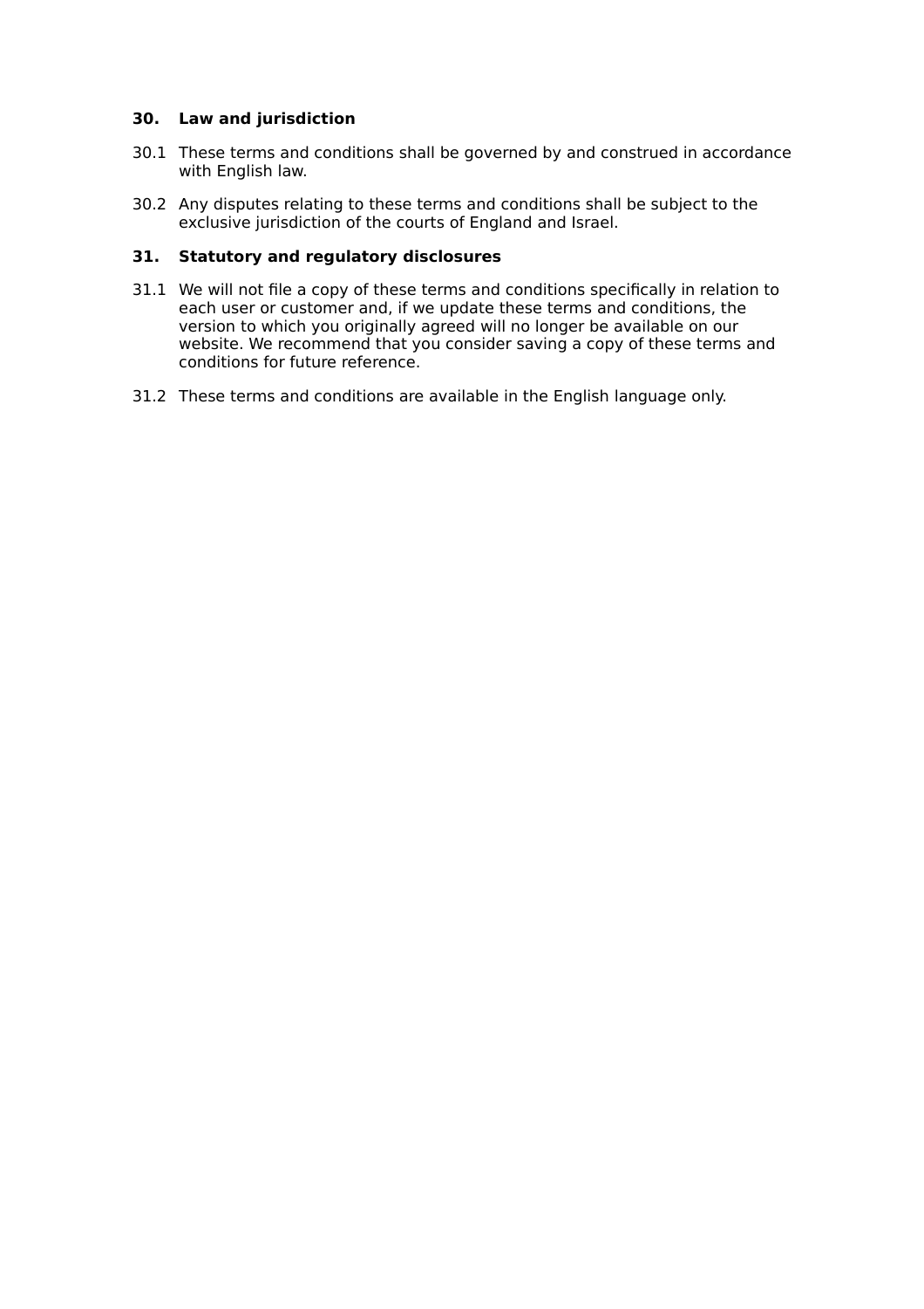## 30. Law and jurisdiction

30.1 These terms and conditions shall be governed by and construed in accordance with English law.

30.2 Any disputes relating to these terms and conditions shall be subject to the exclusive jurisdiction of the courts of England and Israel.

## 31. Statutory and regulatory disclosures

31.1 We will not file a copy of these terms and conditions specifically in relation to each user or customer and, if we update these terms and conditions, the version to which you originally agreed will no longer be available on our website. We recommend that you consider saving a copy of these terms and conditions for future reference.

31.2 These terms and conditions are available in the English language only.